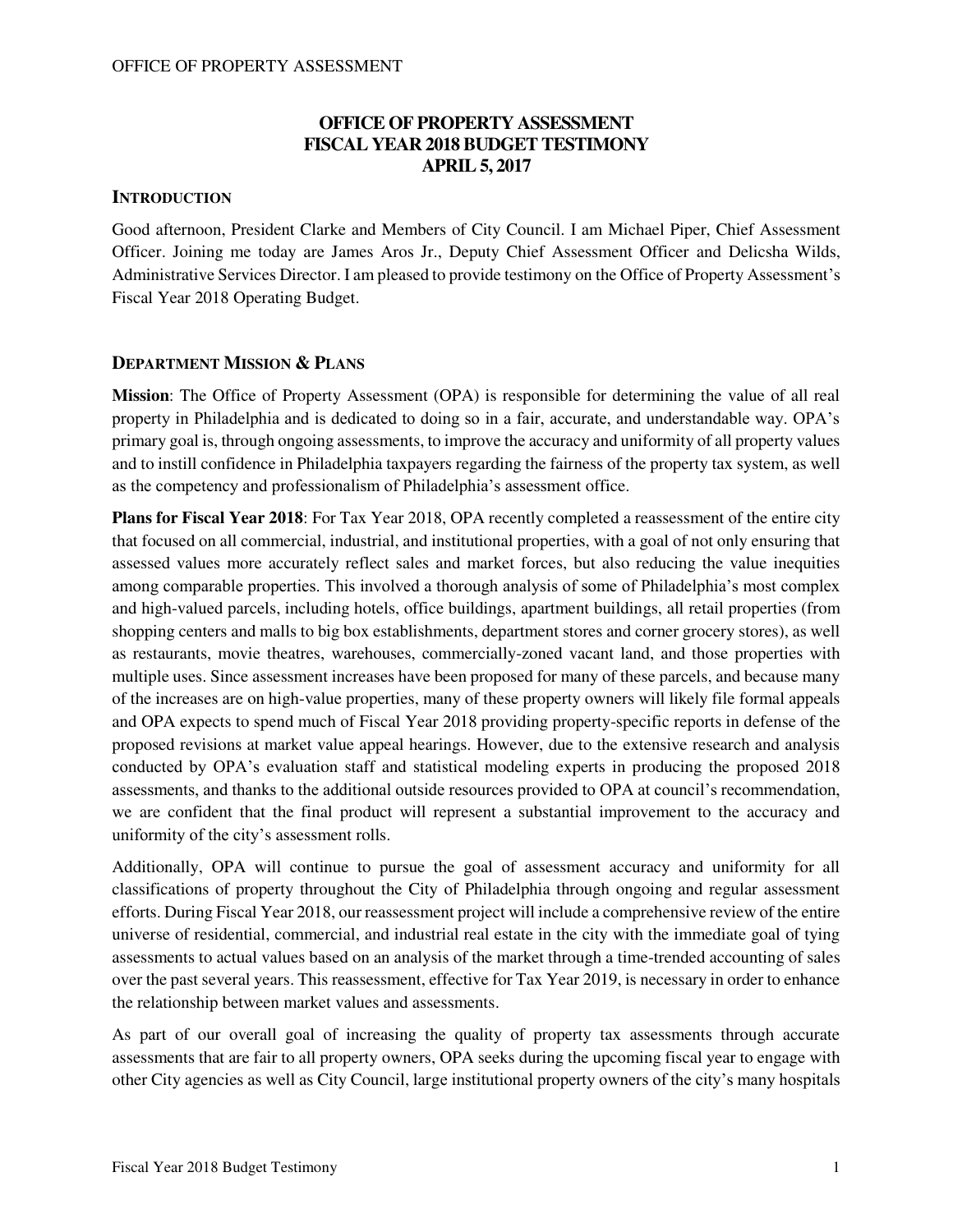# OFFICE OF PROPERTY ASSESSMENT FISCAL YEAR 2018 BUDGET TESTIMONY APRIL 5, 2017

## INTRODUCTION

Good afternoon, President Clarke and Members of City Council. I am Michael Piper, Chief Assessment Officer. Joining me today are James Aros Jr., Deputy Chief Assessment Officer and Delicsha Wilds, Administrative Services Director. I am pleased to provide testimony on the Office of Property Assessment's Fiscal Year 2018 Operating Budget.

## DEPARTMENT MISSION & PLANS

**Mission**: The Office of Property Assessment (OPA) is responsible for determining the value of all real property in Philadelphia and is dedicated to doing so in a fair, accurate, and understandable way. OPA's primary goal is, through ongoing assessments, to improve the accuracy and uniformity of all property values and to instill confidence in Philadelphia taxpayers regarding the fairness of the property tax system, as well as the competency and professionalism of Philadelphia's assessment office.

**Plans for Fiscal Year 2018**: For Tax Year 2018, OPA recently completed a reassessment of the entire city that focused on all commercial, industrial, and institutional properties, with a goal of not only ensuring that assessed values more accurately reflect sales and market forces, but also reducing the value inequities among comparable properties. This involved a thorough analysis of some of Philadelphia's most complex and high-valued parcels, including hotels, office buildings, apartment buildings, all retail properties (from shopping centers and malls to big box establishments, department stores and corner grocery stores), as well as restaurants, movie theatres, warehouses, commercially-zoned vacant land, and those properties with multiple uses. Since assessment increases have been proposed for many of these parcels, and because many of the increases are on high-value properties, many of these property owners will likely file formal appeals and OPA expects to spend much of Fiscal Year 2018 providing property-specific reports in defense of the proposed revisions at market value appeal hearings. However, due to the extensive research and analysis conducted by OPA's evaluation staff and statistical modeling experts in producing the proposed 2018 assessments, and thanks to the additional outside resources provided to OPA at council's recommendation, we are confident that the final product will represent a substantial improvement to the accuracy and uniformity of the city's assessment rolls.

Additionally, OPA will continue to pursue the goal of assessment accuracy and uniformity for all classifications of property throughout the City of Philadelphia through ongoing and regular assessment efforts. During Fiscal Year 2018, our reassessment project will include a comprehensive review of the entire universe of residential, commercial, and industrial real estate in the city with the immediate goal of tying assessments to actual values based on an analysis of the market through a time-trended accounting of sales over the past several years. This reassessment, effective for Tax Year 2019, is necessary in order to enhance the relationship between market values and assessments.

As part of our overall goal of increasing the quality of property tax assessments through accurate assessments that are fair to all property owners, OPA seeks during the upcoming fiscal year to engage with other City agencies as well as City Council, large institutional property owners of the city's many hospitals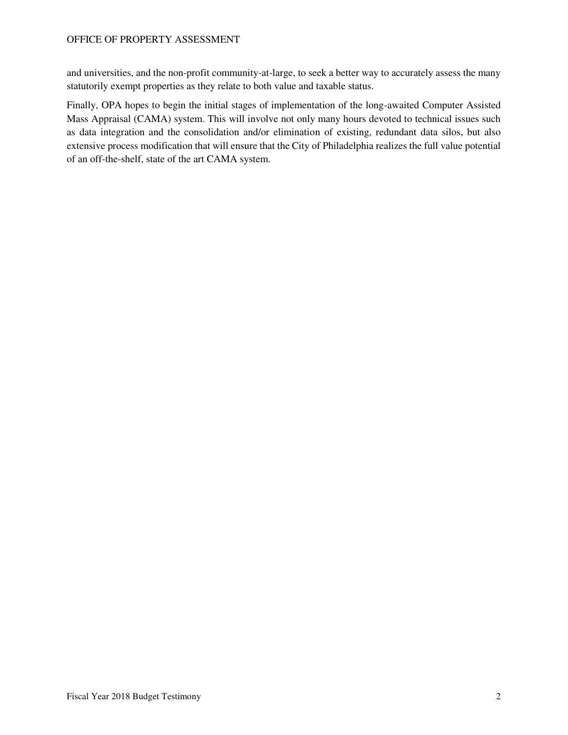and universities, and the non-profit community-at-large, to seek a better way to accurately assess the many statutorily exempt properties as they relate to both value and taxable status.

Finally, OPA hopes to begin the initial stages of implementation of the long-awaited Computer Assisted Mass Appraisal (CAMA) system. This will involve not only many hours devoted to technical issues such as data integration and the consolidation and/or elimination of existing, redundant data silos, but also extensive process modification that will ensure that the City of Philadelphia realizes the full value potential of an off-the-shelf, state of the art CAMA system.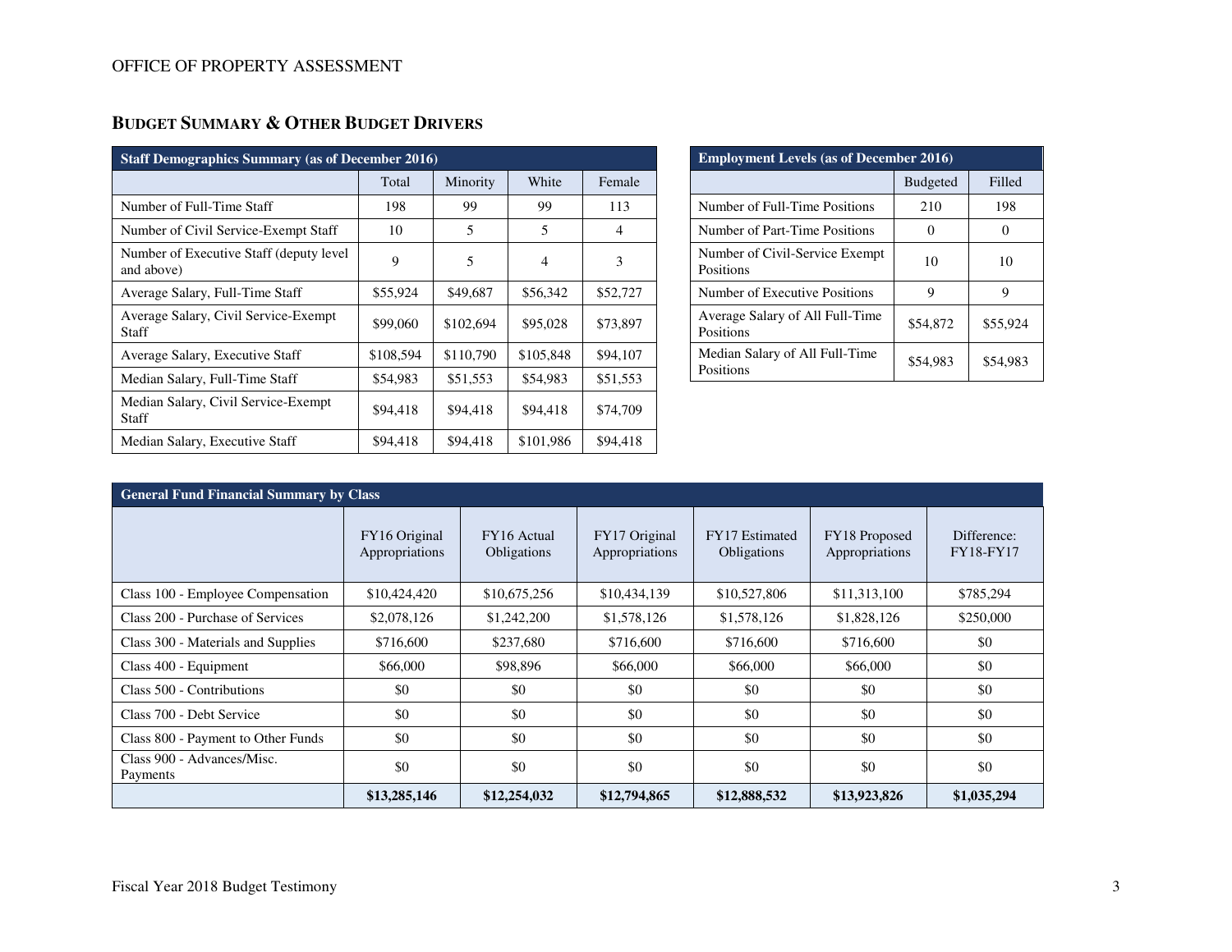## Budget Summary & Other Budget Drivers

| Staff Demographics Summary (as of December 2016) | | | | |
|---|---|---|---|---|
| | Total | Minority | White | Female |
| Number of Full-Time Staff | 198 | 99 | 99 | 113 |
| Number of Civil Service-Exempt Staff | 10 | 5 | 5 | 4 |
| Number of Executive Staff (deputy level and above) | 9 | 5 | 4 | 3 |
| Average Salary, Full-Time Staff | $55,924 | $49,687 | $56,342 | $52,727 |
| Average Salary, Civil Service-Exempt Staff | $99,060 | $102,694 | $95,028 | $73,897 |
| Average Salary, Executive Staff | $108,594 | $110,790 | $105,848 | $94,107 |
| Median Salary, Full-Time Staff | $54,983 | $51,553 | $54,983 | $51,553 |
| Median Salary, Civil Service-Exempt Staff | $94,418 | $94,418 | $94,418 | $74,709 |
| Median Salary, Executive Staff | $94,418 | $94,418 | $101,986 | $94,418 |

| Employment Levels (as of December 2016) | | |
|---|---|---|
| | Budgeted | Filled |
| Number of Full-Time Positions | 210 | 198 |
| Number of Part-Time Positions | 0 | 0 |
| Number of Civil-Service Exempt Positions | 10 | 10 |
| Number of Executive Positions | 9 | 9 |
| Average Salary of All Full-Time Positions | $54,872 | $55,924 |
| Median Salary of All Full-Time Positions | $54,983 | $54,983 |

| General Fund Financial Summary by Class | | | | | | |
|---|---|---|---|---|---|---|
| | FY16 Original Appropriations | FY16 Actual Obligations | FY17 Original Appropriations | FY17 Estimated Obligations | FY18 Proposed Appropriations | Difference: FY18-FY17 |
| Class 100 - Employee Compensation | $10,424,420 | $10,675,256 | $10,434,139 | $10,527,806 | $11,313,100 | $785,294 |
| Class 200 - Purchase of Services | $2,078,126 | $1,242,200 | $1,578,126 | $1,578,126 | $1,828,126 | $250,000 |
| Class 300 - Materials and Supplies | $716,600 | $237,680 | $716,600 | $716,600 | $716,600 | $0 |
| Class 400 - Equipment | $66,000 | $98,896 | $66,000 | $66,000 | $66,000 | $0 |
| Class 500 - Contributions | $0 | $0 | $0 | $0 | $0 | $0 |
| Class 700 - Debt Service | $0 | $0 | $0 | $0 | $0 | $0 |
| Class 800 - Payment to Other Funds | $0 | $0 | $0 | $0 | $0 | $0 |
| Class 900 - Advances/Misc. Payments | $0 | $0 | $0 | $0 | $0 | $0 |
| | **$13,285,146** | **$12,254,032** | **$12,794,865** | **$12,888,532** | **$13,923,826** | **$1,035,294** |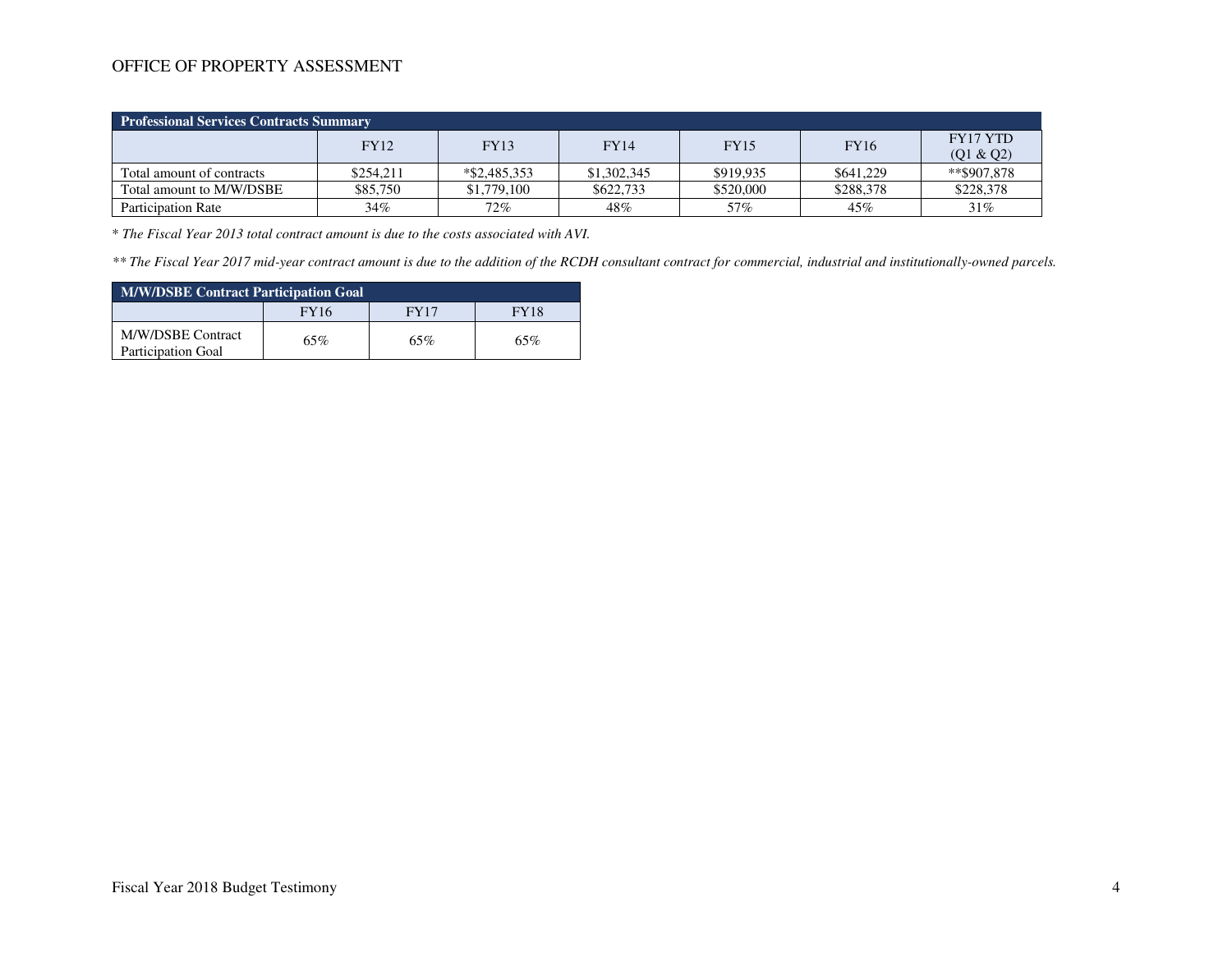# OFFICE OF PROPERTY ASSESSMENT

| Professional Services Contracts Summary | | | | | | |
|---|---|---|---|---|---|---|
| | FY12 | FY13 | FY14 | FY15 | FY16 | FY17 YTD (Q1 & Q2) |
| Total amount of contracts | $254,211 | *$2,485,353 | $1,302,345 | $919,935 | $641,229 | **$907,878 |
| Total amount to M/W/DSBE | $85,750 | $1,779,100 | $622,733 | $520,000 | $288,378 | $228,378 |
| Participation Rate | 34% | 72% | 48% | 57% | 45% | 31% |

*\* The Fiscal Year 2013 total contract amount is due to the costs associated with AVI.*

*\*\* The Fiscal Year 2017 mid-year contract amount is due to the addition of the RCDH consultant contract for commercial, industrial and institutionally-owned parcels.*

| M/W/DSBE Contract Participation Goal | | | |
|---|---|---|---|
| | FY16 | FY17 | FY18 |
| M/W/DSBE Contract Participation Goal | 65% | 65% | 65% |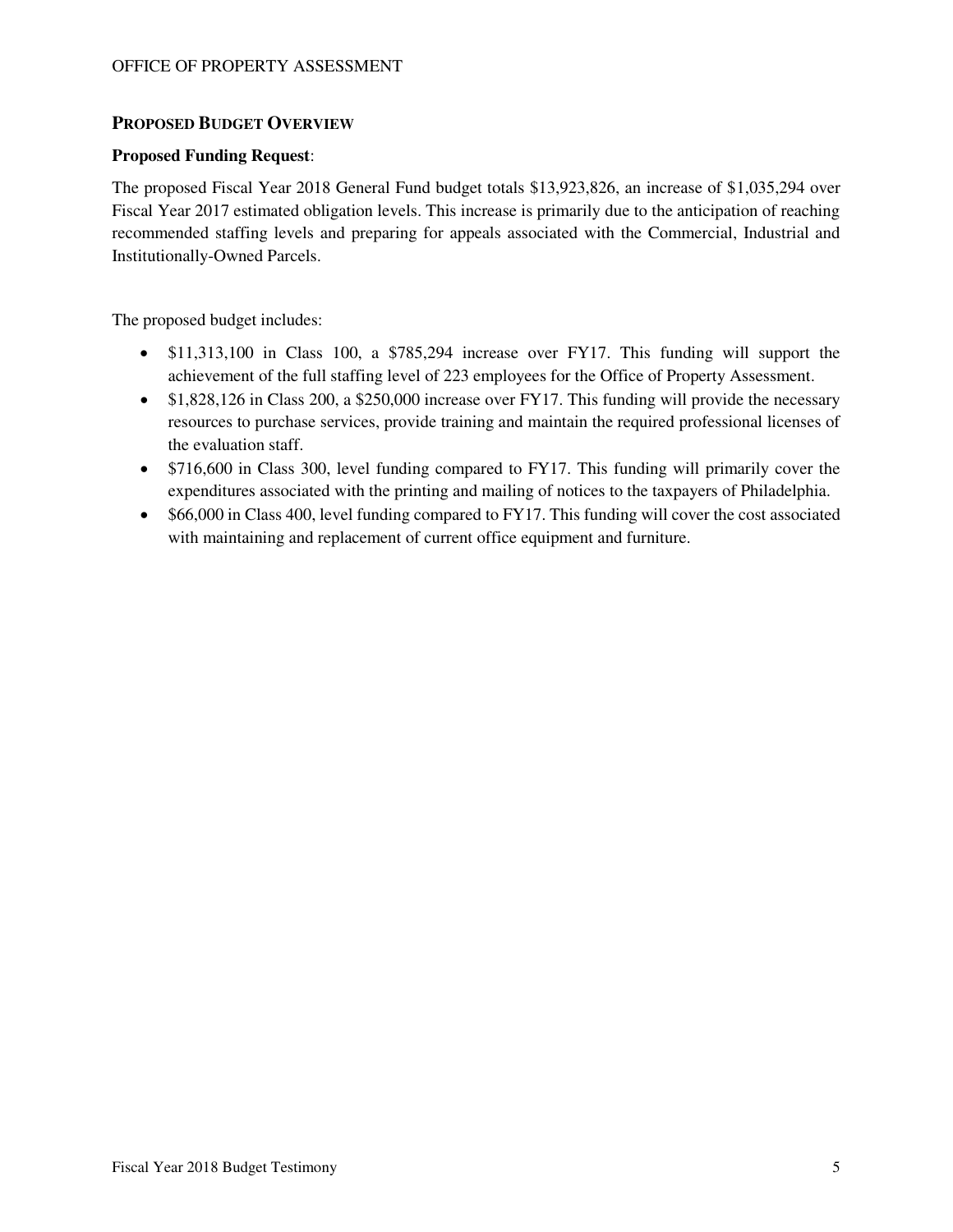## PROPOSED BUDGET OVERVIEW

**Proposed Funding Request**:

The proposed Fiscal Year 2018 General Fund budget totals $13,923,826, an increase of $1,035,294 over Fiscal Year 2017 estimated obligation levels. This increase is primarily due to the anticipation of reaching recommended staffing levels and preparing for appeals associated with the Commercial, Industrial and Institutionally-Owned Parcels.

The proposed budget includes:

- $11,313,100 in Class 100, a $785,294 increase over FY17. This funding will support the achievement of the full staffing level of 223 employees for the Office of Property Assessment.
- $1,828,126 in Class 200, a $250,000 increase over FY17. This funding will provide the necessary resources to purchase services, provide training and maintain the required professional licenses of the evaluation staff.
- $716,600 in Class 300, level funding compared to FY17. This funding will primarily cover the expenditures associated with the printing and mailing of notices to the taxpayers of Philadelphia.
- $66,000 in Class 400, level funding compared to FY17. This funding will cover the cost associated with maintaining and replacement of current office equipment and furniture.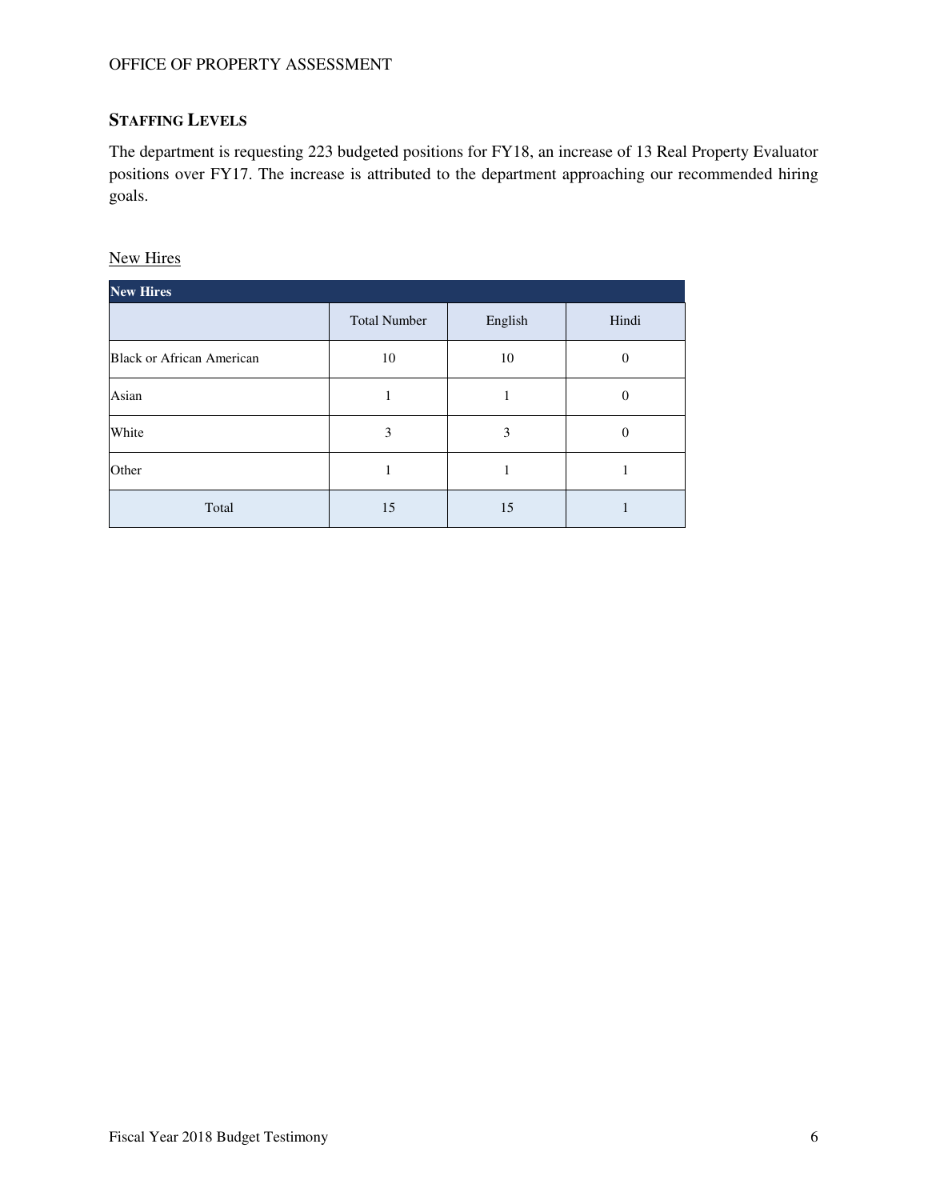## STAFFING LEVELS

The department is requesting 223 budgeted positions for FY18, an increase of 13 Real Property Evaluator positions over FY17. The increase is attributed to the department approaching our recommended hiring goals.

New Hires

| New Hires | | | |
|---|---|---|---|
| | Total Number | English | Hindi |
| Black or African American | 10 | 10 | 0 |
| Asian | 1 | 1 | 0 |
| White | 3 | 3 | 0 |
| Other | 1 | 1 | 1 |
| Total | 15 | 15 | 1 |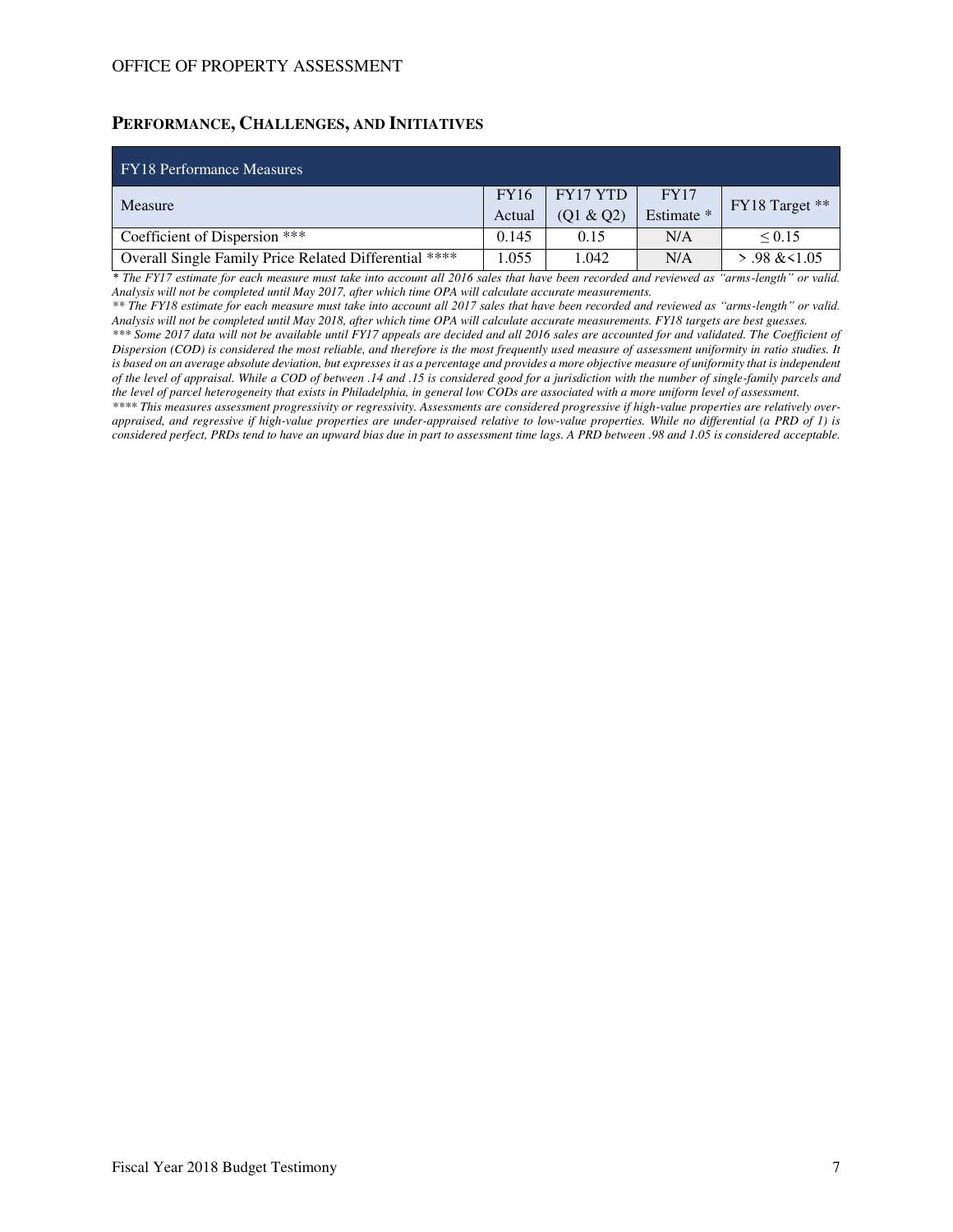## Performance, Challenges, and Initiatives

| FY18 Performance Measures | | | | |
|---|---|---|---|---|
| Measure | FY16 Actual | FY17 YTD (Q1 & Q2) | FY17 Estimate * | FY18 Target ** |
| Coefficient of Dispersion *** | 0.145 | 0.15 | N/A | ≤ 0.15 |
| Overall Single Family Price Related Differential **** | 1.055 | 1.042 | N/A | > .98 &<1.05 |

*\* The FY17 estimate for each measure must take into account all 2016 sales that have been recorded and reviewed as "arms-length" or valid. Analysis will not be completed until May 2017, after which time OPA will calculate accurate measurements.*

*\*\* The FY18 estimate for each measure must take into account all 2017 sales that have been recorded and reviewed as "arms-length" or valid. Analysis will not be completed until May 2018, after which time OPA will calculate accurate measurements. FY18 targets are best guesses.*

*\*\*\* Some 2017 data will not be available until FY17 appeals are decided and all 2016 sales are accounted for and validated. The Coefficient of Dispersion (COD) is considered the most reliable, and therefore is the most frequently used measure of assessment uniformity in ratio studies. It is based on an average absolute deviation, but expresses it as a percentage and provides a more objective measure of uniformity that is independent of the level of appraisal. While a COD of between .14 and .15 is considered good for a jurisdiction with the number of single-family parcels and the level of parcel heterogeneity that exists in Philadelphia, in general low CODs are associated with a more uniform level of assessment.*

*\*\*\*\* This measures assessment progressivity or regressivity. Assessments are considered progressive if high-value properties are relatively over-appraised, and regressive if high-value properties are under-appraised relative to low-value properties. While no differential (a PRD of 1) is considered perfect, PRDs tend to have an upward bias due in part to assessment time lags. A PRD between .98 and 1.05 is considered acceptable.*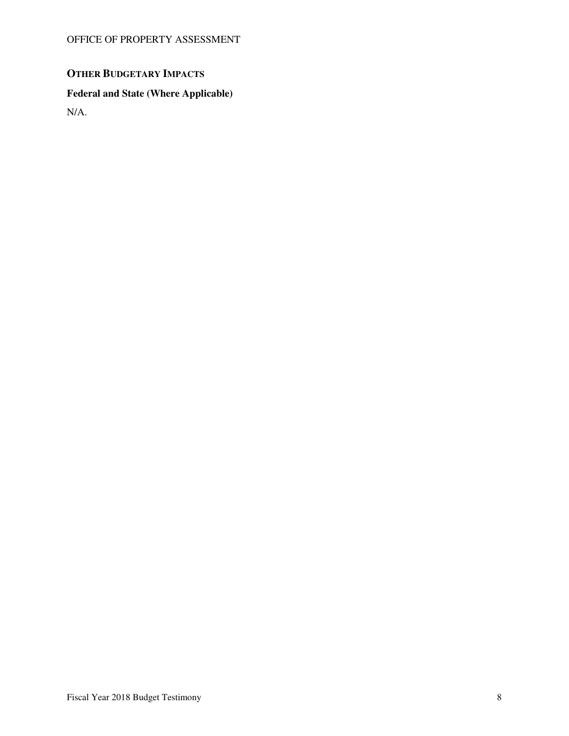## OTHER BUDGETARY IMPACTS

### Federal and State (Where Applicable)

N/A.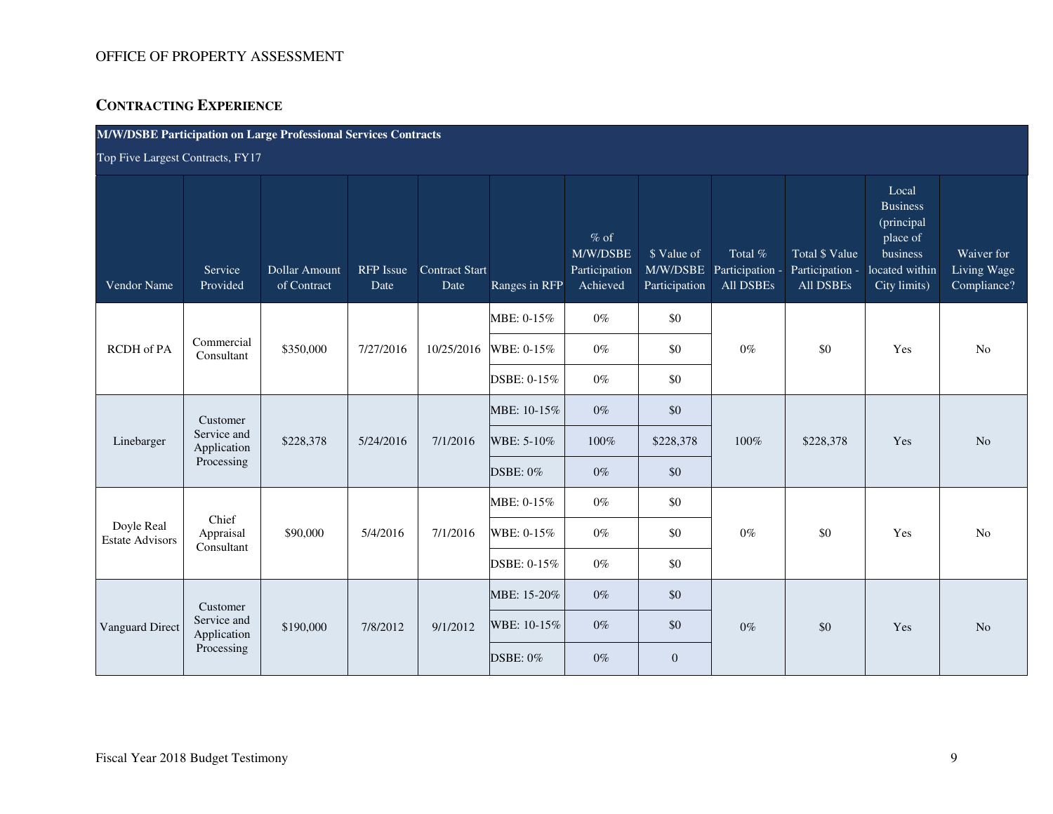OFFICE OF PROPERTY ASSESSMENT

## CONTRACTING EXPERIENCE

**M/W/DSBE Participation on Large Professional Services Contracts**

Top Five Largest Contracts, FY17

| Vendor Name | Service Provided | Dollar Amount of Contract | RFP Issue Date | Contract Start Date | Ranges in RFP | % of M/W/DSBE Participation Achieved | $ Value of M/W/DSBE Participation | Total % Participation - All DSBEs | Total $ Value Participation - All DSBEs | Local Business (principal place of business located within City limits) | Waiver for Living Wage Compliance? |
|---|---|---|---|---|---|---|---|---|---|---|---|
| RCDH of PA | Commercial Consultant | $350,000 | 7/27/2016 | 10/25/2016 | MBE: 0-15% | 0% | $0 | 0% | $0 | Yes | No |
| | | | | | WBE: 0-15% | 0% | $0 | | | | |
| | | | | | DSBE: 0-15% | 0% | $0 | | | | |
| Linebarger | Customer Service and Application Processing | $228,378 | 5/24/2016 | 7/1/2016 | MBE: 10-15% | 0% | $0 | 100% | $228,378 | Yes | No |
| | | | | | WBE: 5-10% | 100% | $228,378 | | | | |
| | | | | | DSBE: 0% | 0% | $0 | | | | |
| Doyle Real Estate Advisors | Chief Appraisal Consultant | $90,000 | 5/4/2016 | 7/1/2016 | MBE: 0-15% | 0% | $0 | 0% | $0 | Yes | No |
| | | | | | WBE: 0-15% | 0% | $0 | | | | |
| | | | | | DSBE: 0-15% | 0% | $0 | | | | |
| Vanguard Direct | Customer Service and Application Processing | $190,000 | 7/8/2012 | 9/1/2012 | MBE: 15-20% | 0% | $0 | 0% | $0 | Yes | No |
| | | | | | WBE: 10-15% | 0% | $0 | | | | |
| | | | | | DSBE: 0% | 0% | 0 | | | | |

Fiscal Year 2018 Budget Testimony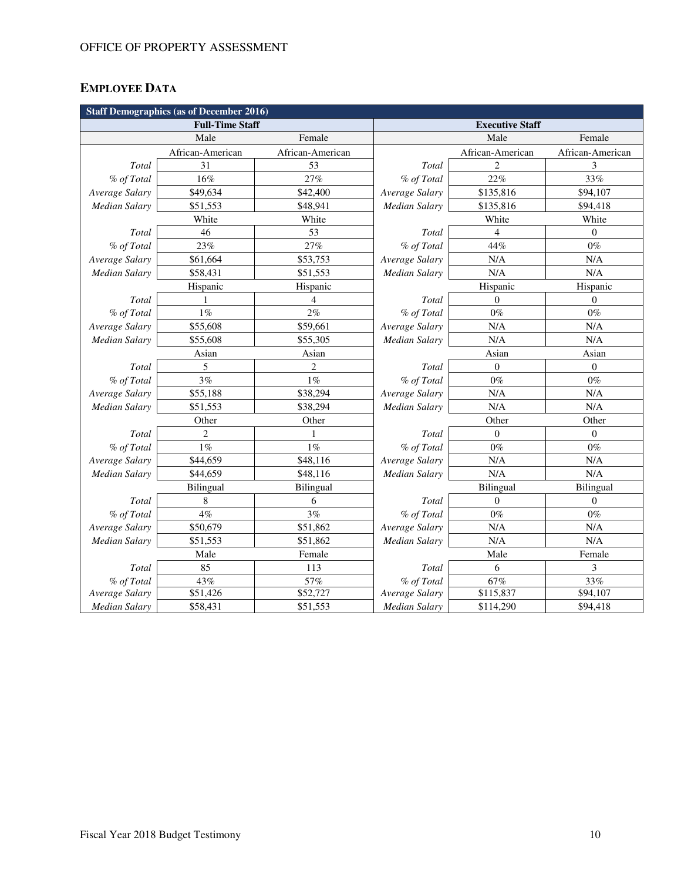OFFICE OF PROPERTY ASSESSMENT

## EMPLOYEE DATA

| Staff Demographics (as of December 2016) | | | | | |
|---|---|---|---|---|---|
| **Full-Time Staff** | | | **Executive Staff** | | |
| | Male | Female | | Male | Female |
| | African-American | African-American | | African-American | African-American |
| *Total* | 31 | 53 | *Total* | 2 | 3 |
| *% of Total* | 16% | 27% | *% of Total* | 22% | 33% |
| *Average Salary* | $49,634 | $42,400 | *Average Salary* | $135,816 | $94,107 |
| *Median Salary* | $51,553 | $48,941 | *Median Salary* | $135,816 | $94,418 |
| | White | White | | White | White |
| *Total* | 46 | 53 | *Total* | 4 | 0 |
| *% of Total* | 23% | 27% | *% of Total* | 44% | 0% |
| *Average Salary* | $61,664 | $53,753 | *Average Salary* | N/A | N/A |
| *Median Salary* | $58,431 | $51,553 | *Median Salary* | N/A | N/A |
| | Hispanic | Hispanic | | Hispanic | Hispanic |
| *Total* | 1 | 4 | *Total* | 0 | 0 |
| *% of Total* | 1% | 2% | *% of Total* | 0% | 0% |
| *Average Salary* | $55,608 | $59,661 | *Average Salary* | N/A | N/A |
| *Median Salary* | $55,608 | $55,305 | *Median Salary* | N/A | N/A |
| | Asian | Asian | | Asian | Asian |
| *Total* | 5 | 2 | *Total* | 0 | 0 |
| *% of Total* | 3% | 1% | *% of Total* | 0% | 0% |
| *Average Salary* | $55,188 | $38,294 | *Average Salary* | N/A | N/A |
| *Median Salary* | $51,553 | $38,294 | *Median Salary* | N/A | N/A |
| | Other | Other | | Other | Other |
| *Total* | 2 | 1 | *Total* | 0 | 0 |
| *% of Total* | 1% | 1% | *% of Total* | 0% | 0% |
| *Average Salary* | $44,659 | $48,116 | *Average Salary* | N/A | N/A |
| *Median Salary* | $44,659 | $48,116 | *Median Salary* | N/A | N/A |
| | Bilingual | Bilingual | | Bilingual | Bilingual |
| *Total* | 8 | 6 | *Total* | 0 | 0 |
| *% of Total* | 4% | 3% | *% of Total* | 0% | 0% |
| *Average Salary* | $50,679 | $51,862 | *Average Salary* | N/A | N/A |
| *Median Salary* | $51,553 | $51,862 | *Median Salary* | N/A | N/A |
| | Male | Female | | Male | Female |
| *Total* | 85 | 113 | *Total* | 6 | 3 |
| *% of Total* | 43% | 57% | *% of Total* | 67% | 33% |
| *Average Salary* | $51,426 | $52,727 | *Average Salary* | $115,837 | $94,107 |
| *Median Salary* | $58,431 | $51,553 | *Median Salary* | $114,290 | $94,418 |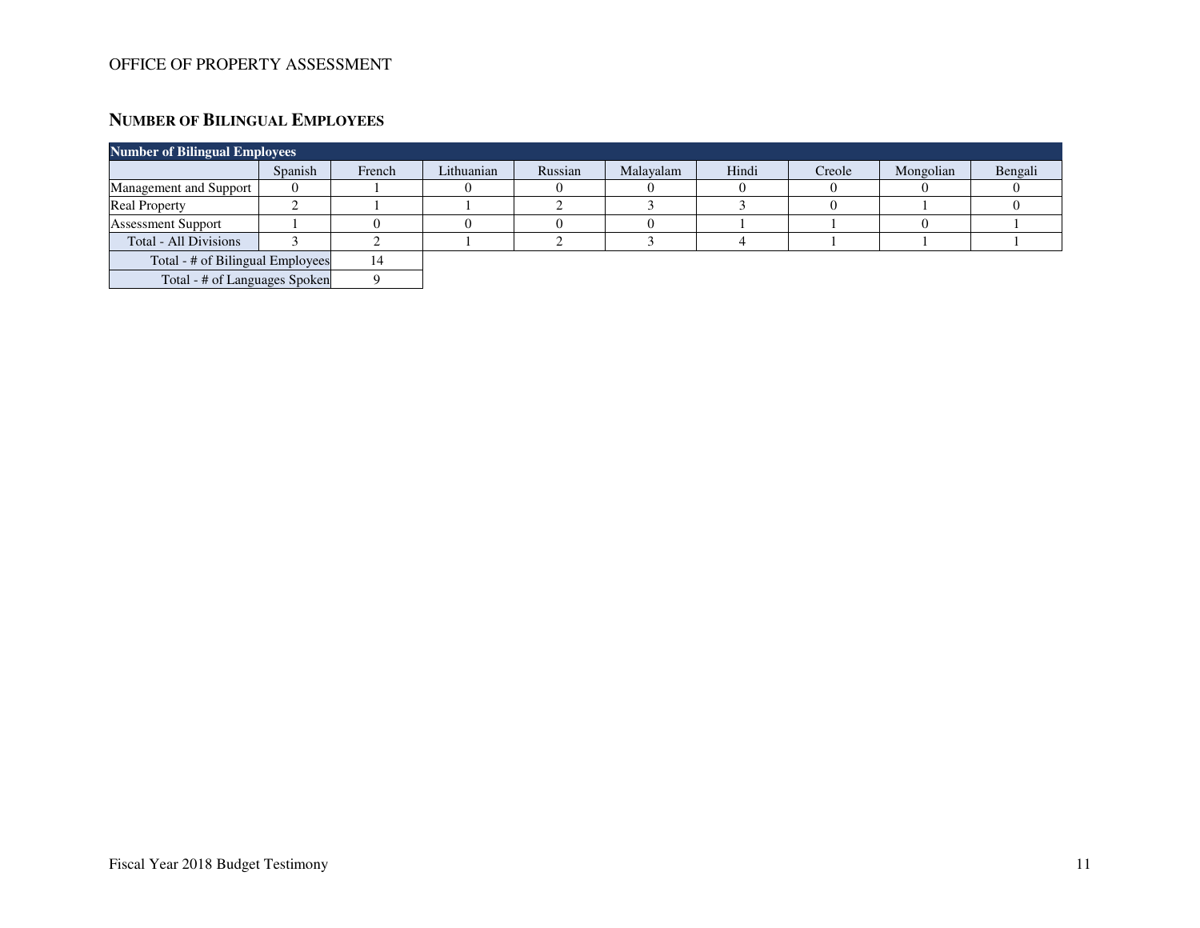OFFICE OF PROPERTY ASSESSMENT

## NUMBER OF BILINGUAL EMPLOYEES

| Number of Bilingual Employees | | | | | | | | | |
|---|---|---|---|---|---|---|---|---|---|
| | Spanish | French | Lithuanian | Russian | Malayalam | Hindi | Creole | Mongolian | Bengali |
| Management and Support | 0 | 1 | 0 | 0 | 0 | 0 | 0 | 0 | 0 |
| Real Property | 2 | 1 | 1 | 2 | 3 | 3 | 0 | 1 | 0 |
| Assessment Support | 1 | 0 | 0 | 0 | 0 | 1 | 1 | 0 | 1 |
| Total - All Divisions | 3 | 2 | 1 | 2 | 3 | 4 | 1 | 1 | 1 |

| | |
|---|---|
| Total - # of Bilingual Employees | 14 |
| Total - # of Languages Spoken | 9 |